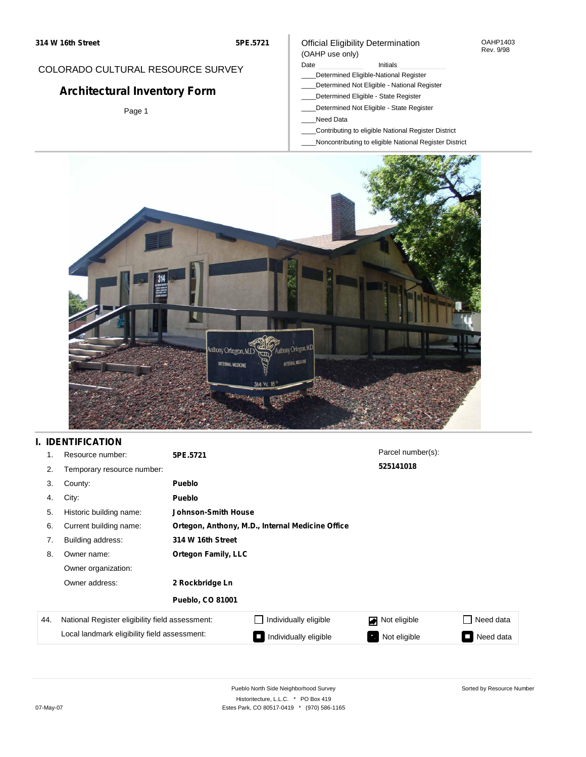**314 W 16th Street** **5PE.5721**

COLORADO CULTURAL RESOURCE SURVEY

# Architectural Inventory Form

Page 1

Official Eligibility Determination
(OAHP use only)

OAHP1403
Rev. 9/98

Date ______ Initials ______

____Determined Eligible-National Register
____Determined Not Eligible - National Register
____Determined Eligible - State Register
____Determined Not Eligible - State Register
____Need Data
____Contributing to eligible National Register District
____Noncontributing to eligible National Register District

## I. IDENTIFICATION

| | | | |
|---|---|---|---|
| 1. | Resource number: | **5PE.5721** | Parcel number(s): |
| 2. | Temporary resource number: | | **525141018** |
| 3. | County: | **Pueblo** | |
| 4. | City: | **Pueblo** | |
| 5. | Historic building name: | **Johnson-Smith House** | |
| 6. | Current building name: | **Ortegon, Anthony, M.D., Internal Medicine Office** | |
| 7. | Building address: | **314 W 16th Street** | |
| 8. | Owner name: | **Ortegon Family, LLC** | |
| | Owner organization: | | |
| | Owner address: | **2 Rockbridge Ln** | |
| | | **Pueblo, CO 81001** | |

| 44. | | | | |
|---|---|---|---|---|
| | National Register eligibility field assessment: | ☐ Individually eligible | ☑ Not eligible | ☐ Need data |
| | Local landmark eligibility field assessment: | ☐ Individually eligible | ☑ Not eligible | ☐ Need data |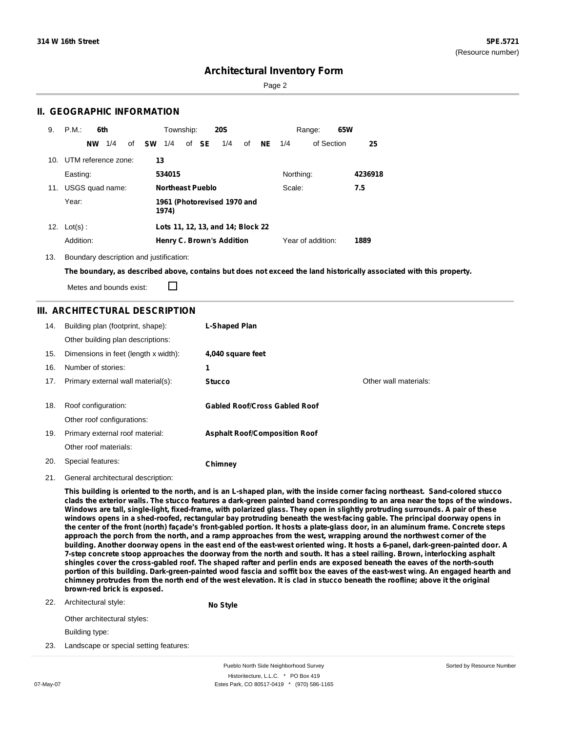# Architectural Inventory Form

## II. GEOGRAPHIC INFORMATION

9. P.M.: **6th** Township: **20S** Range: **65W**

**NW** 1/4 of **SW** 1/4 of **SE** 1/4 of **NE** 1/4 of Section **25**

10. UTM reference zone: **13**

Easting: **534015** Northing: **4236918**

11. USGS quad name: **Northeast Pueblo** Scale: **7.5**

Year: **1961 (Photorevised 1970 and 1974)**

12. Lot(s): **Lots 11, 12, 13, and 14; Block 22**

Addition: **Henry C. Brown's Addition** Year of addition: **1889**

13. Boundary description and justification:

**The boundary, as described above, contains but does not exceed the land historically associated with this property.**

Metes and bounds exist: ☐

## III. ARCHITECTURAL DESCRIPTION

14. Building plan (footprint, shape): **L-Shaped Plan**

Other building plan descriptions:

15. Dimensions in feet (length x width): **4,040 square feet**

16. Number of stories: **1**

17. Primary external wall material(s): **Stucco** Other wall materials:

18. Roof configuration: **Gabled Roof/Cross Gabled Roof**

Other roof configurations:

19. Primary external roof material: **Asphalt Roof/Composition Roof**

Other roof materials:

20. Special features: **Chimney**

21. General architectural description:

**This building is oriented to the north, and is an L-shaped plan, with the inside corner facing northeast. Sand-colored stucco clads the exterior walls. The stucco features a dark-green painted band corresponding to an area near the tops of the windows. Windows are tall, single-light, fixed-frame, with polarized glass. They open in slightly protruding surrounds. A pair of these windows opens in a shed-roofed, rectangular bay protruding beneath the west-facing gable. The principal doorway opens in the center of the front (north) façade's front-gabled portion. It hosts a plate-glass door, in an aluminum frame. Concrete steps approach the porch from the north, and a ramp approaches from the west, wrapping around the northwest corner of the building. Another doorway opens in the east end of the east-west oriented wing. It hosts a 6-panel, dark-green-painted door. A 7-step concrete stoop approaches the doorway from the north and south. It has a steel railing. Brown, interlocking asphalt shingles cover the cross-gabled roof. The shaped rafter and perlin ends are exposed beneath the eaves of the north-south portion of this building. Dark-green-painted wood fascia and soffit box the eaves of the east-west wing. An engaged hearth and chimney protrudes from the north end of the west elevation. It is clad in stucco beneath the roofline; above it the original brown-red brick is exposed.**

22. Architectural style: **No Style**

Other architectural styles:

Building type:

23. Landscape or special setting features: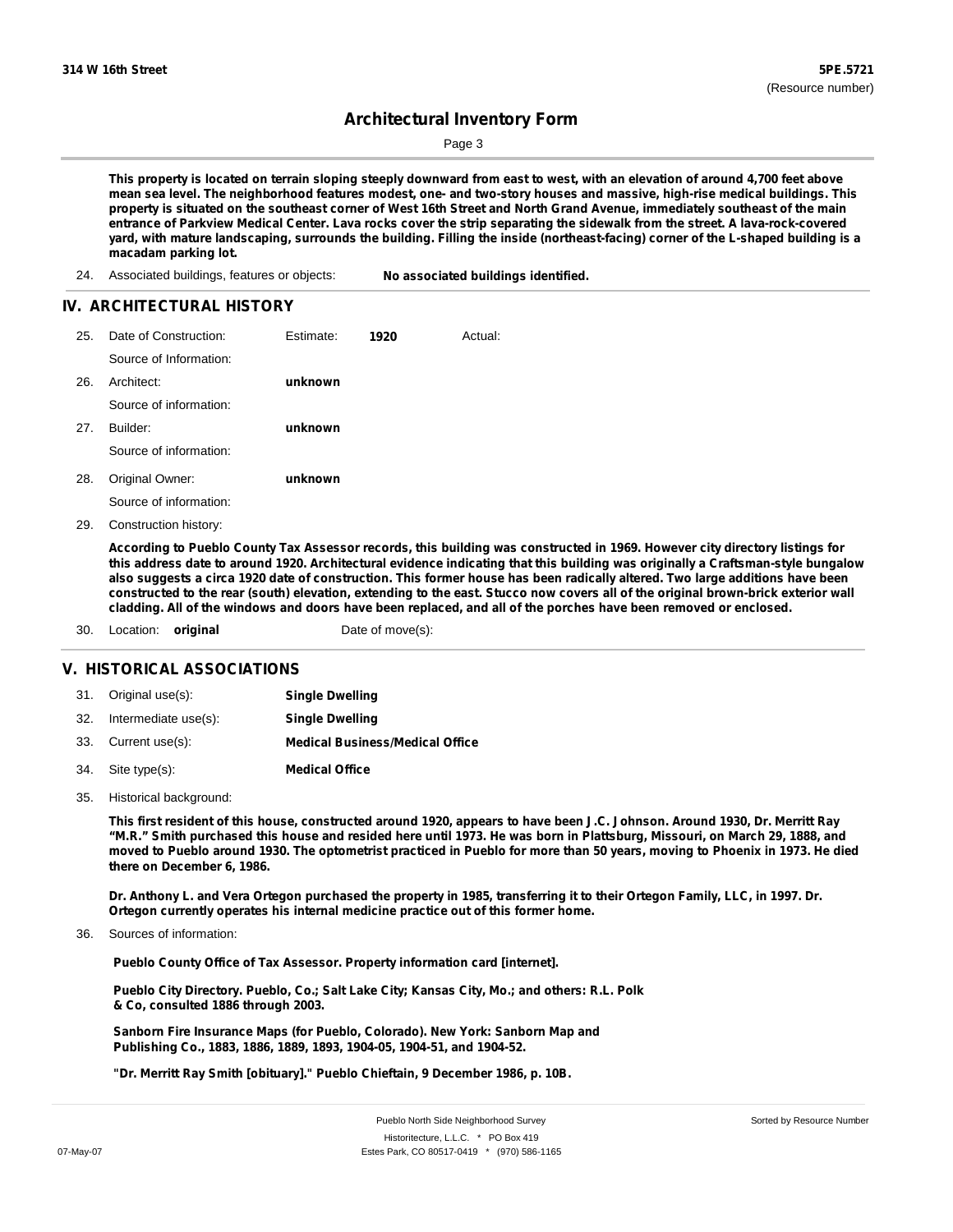**This property is located on terrain sloping steeply downward from east to west, with an elevation of around 4,700 feet above mean sea level. The neighborhood features modest, one- and two-story houses and massive, high-rise medical buildings. This property is situated on the southeast corner of West 16th Street and North Grand Avenue, immediately southeast of the main entrance of Parkview Medical Center. Lava rocks cover the strip separating the sidewalk from the street. A lava-rock-covered yard, with mature landscaping, surrounds the building. Filling the inside (northeast-facing) corner of the L-shaped building is a macadam parking lot.**

24. Associated buildings, features or objects: **No associated buildings identified.**

## IV. ARCHITECTURAL HISTORY

25. Date of Construction: Estimate: **1920** Actual:
    Source of Information:
26. Architect: **unknown**
    Source of information:
27. Builder: **unknown**
    Source of information:
28. Original Owner: **unknown**
    Source of information:
29. Construction history:

**According to Pueblo County Tax Assessor records, this building was constructed in 1969. However city directory listings for this address date to around 1920. Architectural evidence indicating that this building was originally a Craftsman-style bungalow also suggests a circa 1920 date of construction. This former house has been radically altered. Two large additions have been constructed to the rear (south) elevation, extending to the east. Stucco now covers all of the original brown-brick exterior wall cladding. All of the windows and doors have been replaced, and all of the porches have been removed or enclosed.**

30. Location: **original** Date of move(s):

## V. HISTORICAL ASSOCIATIONS

31. Original use(s): **Single Dwelling**
32. Intermediate use(s): **Single Dwelling**
33. Current use(s): **Medical Business/Medical Office**
34. Site type(s): **Medical Office**
35. Historical background:

**This first resident of this house, constructed around 1920, appears to have been J.C. Johnson. Around 1930, Dr. Merritt Ray "M.R." Smith purchased this house and resided here until 1973. He was born in Plattsburg, Missouri, on March 29, 1888, and moved to Pueblo around 1930. The optometrist practiced in Pueblo for more than 50 years, moving to Phoenix in 1973. He died there on December 6, 1986.**

**Dr. Anthony L. and Vera Ortegon purchased the property in 1985, transferring it to their Ortegon Family, LLC, in 1997. Dr. Ortegon currently operates his internal medicine practice out of this former home.**

36. Sources of information:

**Pueblo County Office of Tax Assessor. Property information card [internet].**

**Pueblo City Directory. Pueblo, Co.; Salt Lake City; Kansas City, Mo.; and others: R.L. Polk & Co, consulted 1886 through 2003.**

**Sanborn Fire Insurance Maps (for Pueblo, Colorado). New York: Sanborn Map and Publishing Co., 1883, 1886, 1889, 1893, 1904-05, 1904-51, and 1904-52.**

**"Dr. Merritt Ray Smith [obituary]." Pueblo Chieftain, 9 December 1986, p. 10B.**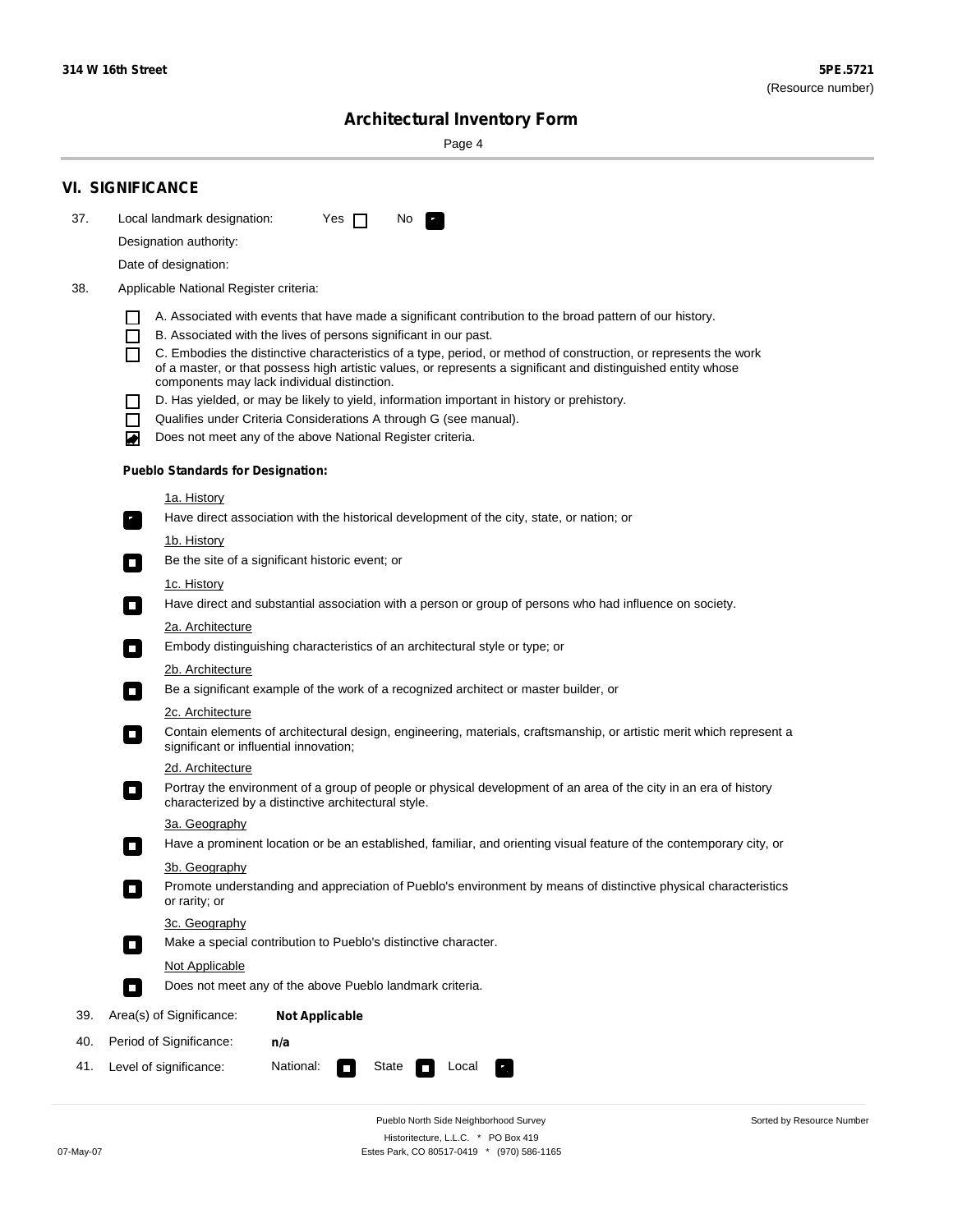# Architectural Inventory Form

## VI. SIGNIFICANCE

37. Local landmark designation: Yes ☐ No ☑

    Designation authority:

    Date of designation:

38. Applicable National Register criteria:

    ☐ A. Associated with events that have made a significant contribution to the broad pattern of our history.

    ☐ B. Associated with the lives of persons significant in our past.

    ☐ C. Embodies the distinctive characteristics of a type, period, or method of construction, or represents the work of a master, or that possess high artistic values, or represents a significant and distinguished entity whose components may lack individual distinction.

    ☐ D. Has yielded, or may be likely to yield, information important in history or prehistory.

    ☐ Qualifies under Criteria Considerations A through G (see manual).

    ☑ Does not meet any of the above National Register criteria.

    **Pueblo Standards for Designation:**

    1a. History

    ☑ Have direct association with the historical development of the city, state, or nation; or

    1b. History

    ☐ Be the site of a significant historic event; or

    1c. History

    ☐ Have direct and substantial association with a person or group of persons who had influence on society.

    2a. Architecture

    ☐ Embody distinguishing characteristics of an architectural style or type; or

    2b. Architecture

    ☐ Be a significant example of the work of a recognized architect or master builder, or

    2c. Architecture

    ☐ Contain elements of architectural design, engineering, materials, craftsmanship, or artistic merit which represent a significant or influential innovation;

    2d. Architecture

    ☐ Portray the environment of a group of people or physical development of an area of the city in an era of history characterized by a distinctive architectural style.

    3a. Geography

    ☐ Have a prominent location or be an established, familiar, and orienting visual feature of the contemporary city, or

    3b. Geography

    ☐ Promote understanding and appreciation of Pueblo's environment by means of distinctive physical characteristics or rarity; or

    3c. Geography

    ☐ Make a special contribution to Pueblo's distinctive character.

    Not Applicable

    ☐ Does not meet any of the above Pueblo landmark criteria.

39. Area(s) of Significance: **Not Applicable**

40. Period of Significance: **n/a**

41. Level of significance: National: ☐ State ☐ Local ☑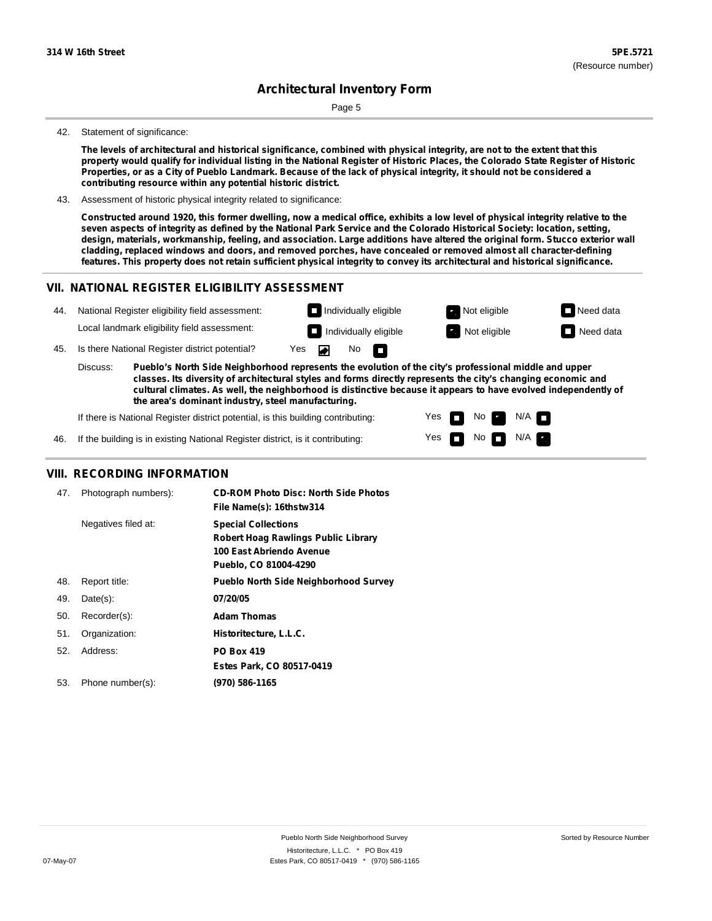**314 W 16th Street** — **5PE.5721** (Resource number)

# Architectural Inventory Form

42. Statement of significance:

**The levels of architectural and historical significance, combined with physical integrity, are not to the extent that this property would qualify for individual listing in the National Register of Historic Places, the Colorado State Register of Historic Properties, or as a City of Pueblo Landmark. Because of the lack of physical integrity, it should not be considered a contributing resource within any potential historic district.**

43. Assessment of historic physical integrity related to significance:

**Constructed around 1920, this former dwelling, now a medical office, exhibits a low level of physical integrity relative to the seven aspects of integrity as defined by the National Park Service and the Colorado Historical Society: location, setting, design, materials, workmanship, feeling, and association. Large additions have altered the original form. Stucco exterior wall cladding, replaced windows and doors, and removed porches, have concealed or removed almost all character-defining features. This property does not retain sufficient physical integrity to convey its architectural and historical significance.**

## VII. NATIONAL REGISTER ELIGIBILITY ASSESSMENT

44. National Register eligibility field assessment: ☐ Individually eligible ☑ Not eligible ☐ Need data

Local landmark eligibility field assessment: ☐ Individually eligible ☑ Not eligible ☐ Need data

45. Is there National Register district potential? Yes ☑ No ☐

Discuss: **Pueblo's North Side Neighborhood represents the evolution of the city's professional middle and upper classes. Its diversity of architectural styles and forms directly represents the city's changing economic and cultural climates. As well, the neighborhood is distinctive because it appears to have evolved independently of the area's dominant industry, steel manufacturing.**

If there is National Register district potential, is this building contributing: Yes ☐ No ☑ N/A ☐

46. If the building is in existing National Register district, is it contributing: Yes ☐ No ☐ N/A ☑

## VIII. RECORDING INFORMATION

| | | |
|---|---|---|
| 47. | Photograph numbers): | **CD-ROM Photo Disc: North Side Photos**<br>**File Name(s): 16thstw314** |
| | Negatives filed at: | **Special Collections**<br>**Robert Hoag Rawlings Public Library**<br>**100 East Abriendo Avenue**<br>**Pueblo, CO 81004-4290** |
| 48. | Report title: | **Pueblo North Side Neighborhood Survey** |
| 49. | Date(s): | **07/20/05** |
| 50. | Recorder(s): | **Adam Thomas** |
| 51. | Organization: | **Historitecture, L.L.C.** |
| 52. | Address: | **PO Box 419**<br>**Estes Park, CO 80517-0419** |
| 53. | Phone number(s): | **(970) 586-1165** |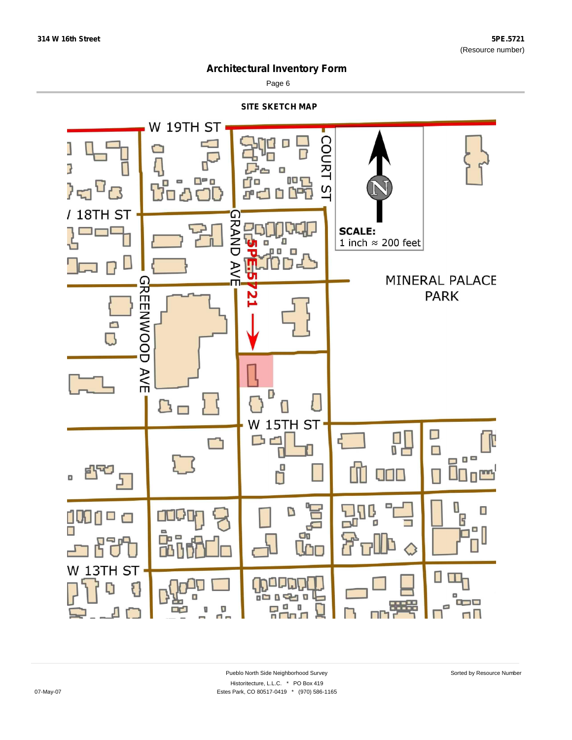## Architectural Inventory Form

### SITE SKETCH MAP

W 19TH ST

COURT ST

W 18TH ST

GRAND AVE

5PE.5721

SCALE:
1 inch ≈ 200 feet

MINERAL PALACE PARK

GREENWOOD AVE

W 15TH ST

W 13TH ST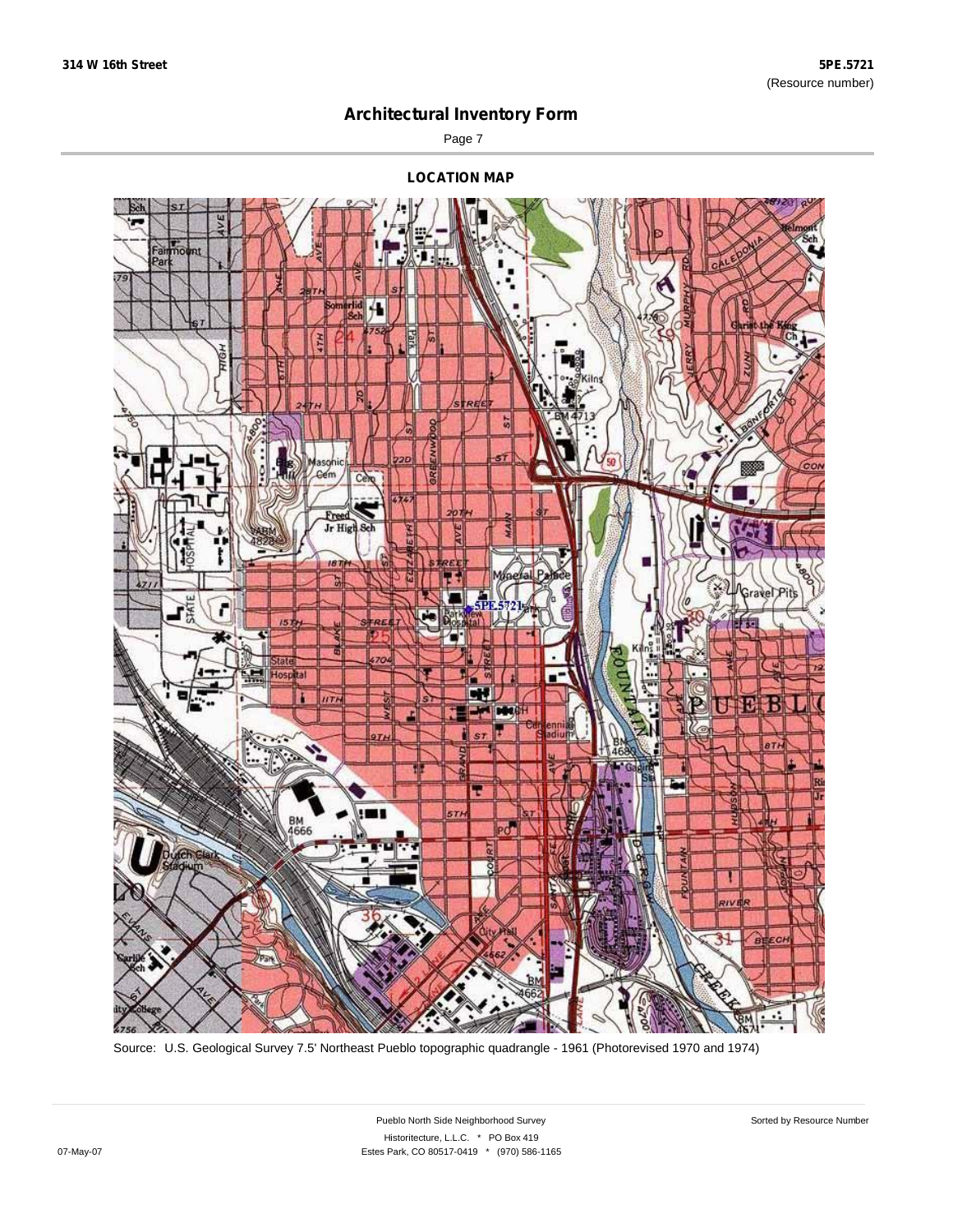314 W 16th Street

5PE.5721
(Resource number)

# Architectural Inventory Form

## LOCATION MAP

Source: U.S. Geological Survey 7.5' Northeast Pueblo topographic quadrangle - 1961 (Photorevised 1970 and 1974)

Pueblo North Side Neighborhood Survey

Historitecture, L.L.C. * PO Box 419

Estes Park, CO 80517-0419 * (970) 586-1165

07-May-07

Sorted by Resource Number